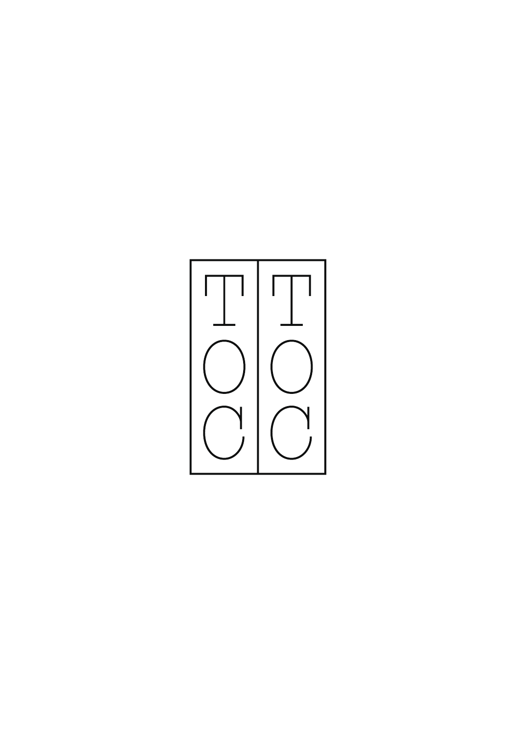TOC TOC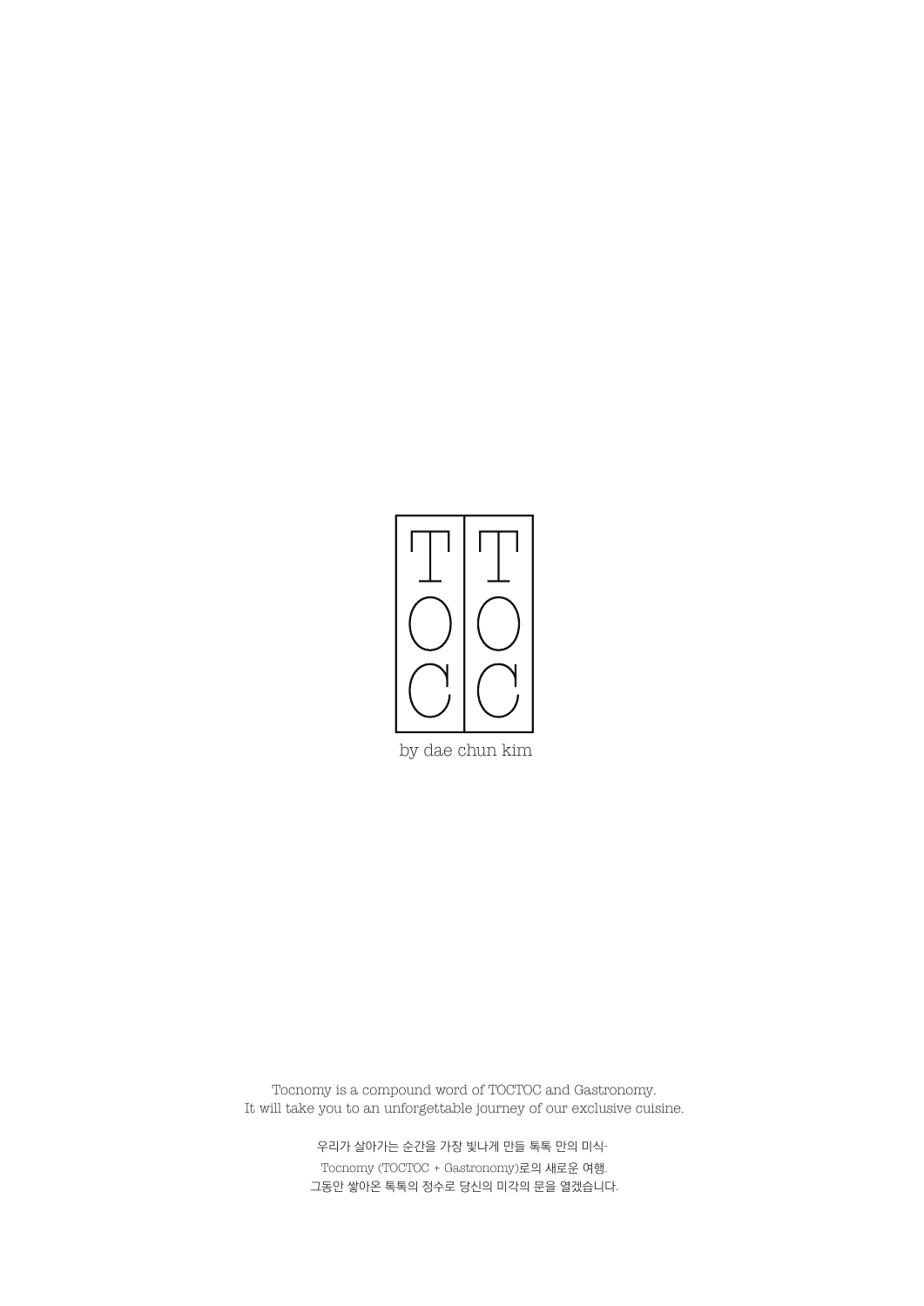TOC TOC

by dae chun kim

Tocnomy is a compound word of TOCTOC and Gastronomy.
It will take you to an unforgettable journey of our exclusive cuisine.

우리가 살아가는 순간을 가장 빛나게 만들 톡톡 만의 미식-
Tocnomy (TOCTOC + Gastronomy)로의 새로운 여행.
그동안 쌓아온 톡톡의 정수로 당신의 미각의 문을 열겠습니다.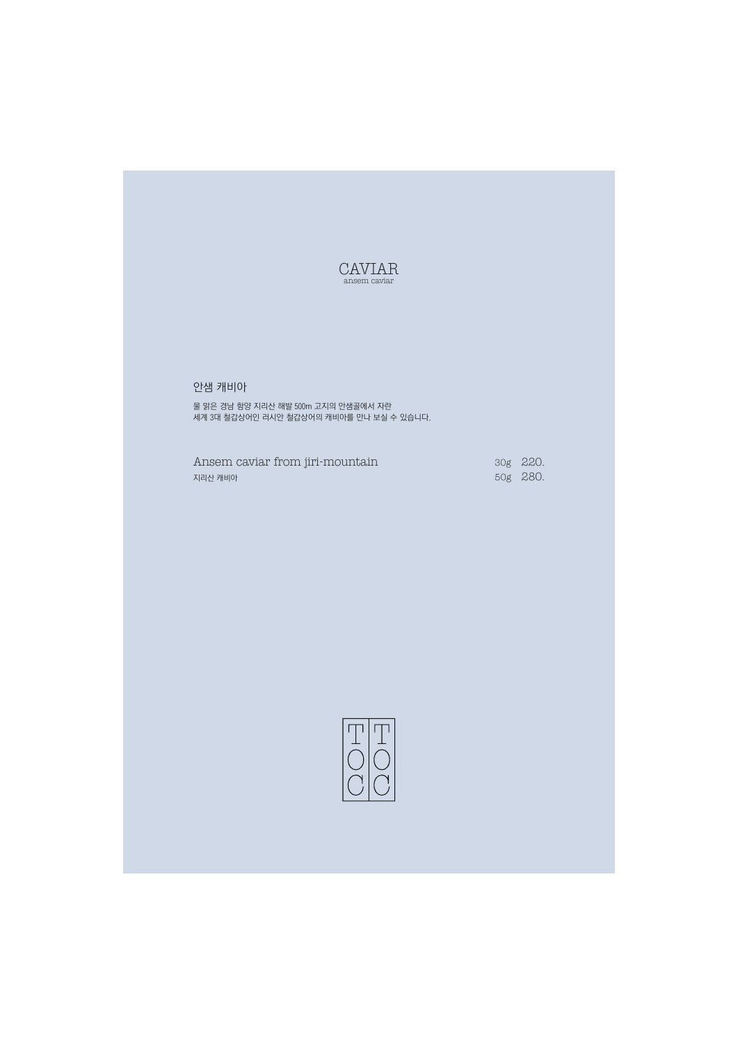# CAVIAR

ansem caviar

## 안샘 캐비아

물 맑은 경남 함양 지리산 해발 500m 고지의 안샘골에서 자란
세계 3대 철갑상어인 러시안 철갑상어의 캐비아를 만나 보실 수 있습니다.

| | | |
|---|---|---|
| Ansem caviar from jiri-mountain | 30g | 220. |
| 지리산 캐비아 | 50g | 280. |

TOC TOC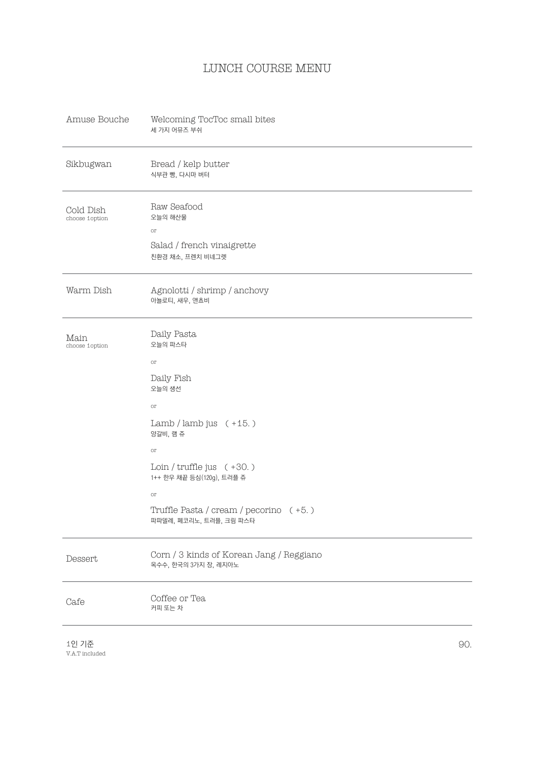# LUNCH COURSE MENU

| | |
|---|---|
| Amuse Bouche | Welcoming TocToc small bites<br>세 가지 어뮤즈 부쉬 |
| Sikbugwan | Bread / kelp butter<br>식부관 빵, 다시마 버터 |
| Cold Dish<br>choose 1 option | Raw Seafood<br>오늘의 해산물<br>or<br>Salad / french vinaigrette<br>친환경 채소, 프렌치 비네그렛 |
| Warm Dish | Agnolotti / shrimp / anchovy<br>아뇰로티, 새우, 앤쵸비 |
| Main<br>choose 1 option | Daily Pasta<br>오늘의 파스타<br>or<br>Daily Fish<br>오늘의 생선<br>or<br>Lamb / lamb jus ( +15. )<br>양갈비, 램 쥬<br>or<br>Loin / truffle jus ( +30. )<br>1++ 한우 채끝 등심(120g), 트러플 쥬<br>or<br>Truffle Pasta / cream / pecorino ( +5. )<br>파파델레, 페코리노, 트러플, 크림 파스타 |
| Dessert | Corn / 3 kinds of Korean Jang / Reggiano<br>옥수수, 한국의 3가지 장, 레지아노 |
| Cafe | Coffee or Tea<br>커피 또는 차 |

1인 기준
V.A.T included

90.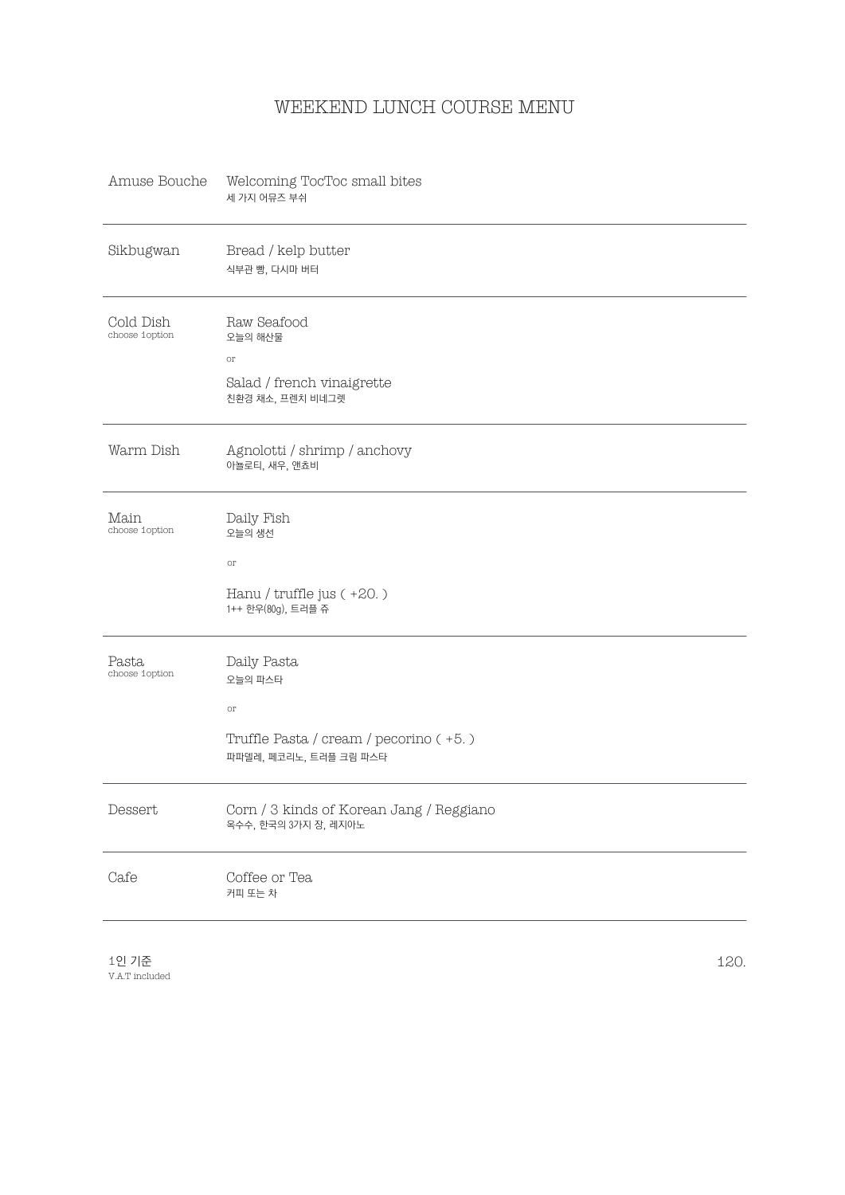# WEEKEND LUNCH COURSE MENU

| | |
|---|---|
| Amuse Bouche | Welcoming TocToc small bites<br>세 가지 어뮤즈 부쉬 |
| Sikbugwan | Bread / kelp butter<br>식부관 빵, 다시마 버터 |
| Cold Dish<br>choose 1option | Raw Seafood<br>오늘의 해산물<br>or<br>Salad / french vinaigrette<br>친환경 채소, 프렌치 비네그렛 |
| Warm Dish | Agnolotti / shrimp / anchovy<br>아뇰로티, 새우, 앤쵸비 |
| Main<br>choose 1option | Daily Fish<br>오늘의 생선<br>or<br>Hanu / truffle jus ( +20. )<br>1++ 한우(80g), 트러플 쥬 |
| Pasta<br>choose 1option | Daily Pasta<br>오늘의 파스타<br>or<br>Truffle Pasta / cream / pecorino ( +5. )<br>파파델레, 페코리노, 트러플 크림 파스타 |
| Dessert | Corn / 3 kinds of Korean Jang / Reggiano<br>옥수수, 한국의 3가지 장, 레지아노 |
| Cafe | Coffee or Tea<br>커피 또는 차 |

1인 기준
V.A.T included

120.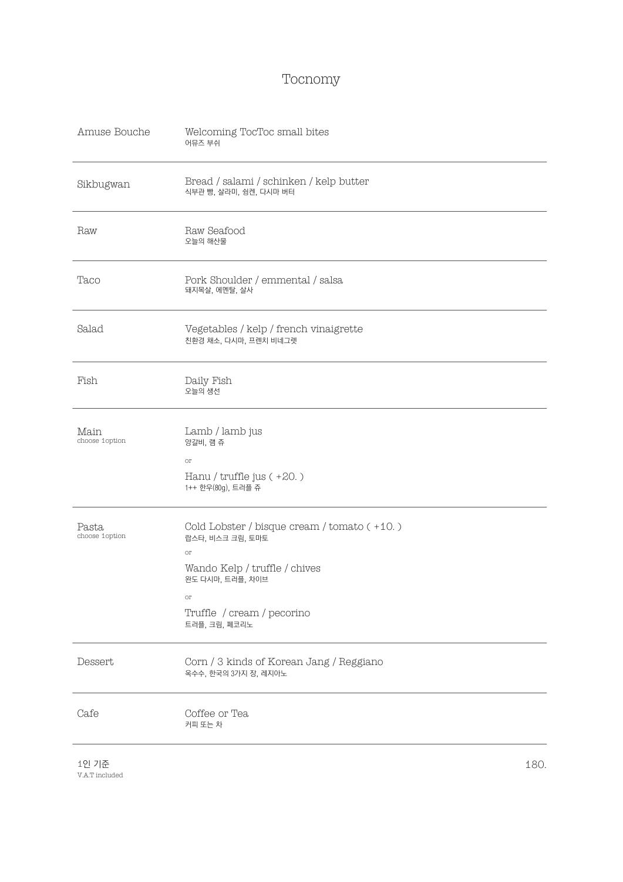# Tocnomy

| | |
|---|---|
| Amuse Bouche | Welcoming TocToc small bites<br>어뮤즈 부쉬 |
| Sikbugwan | Bread / salami / schinken / kelp butter<br>식부관 빵, 살라미, 쉥켄, 다시마 버터 |
| Raw | Raw Seafood<br>오늘의 해산물 |
| Taco | Pork Shoulder / emmental / salsa<br>돼지목살, 에멘탈, 살사 |
| Salad | Vegetables / kelp / french vinaigrette<br>친환경 채소, 다시마, 프렌치 비네그렛 |
| Fish | Daily Fish<br>오늘의 생선 |
| Main<br>choose 1option | Lamb / lamb jus<br>양갈비, 램 쥬<br>or<br>Hanu / truffle jus ( +20. )<br>1++ 한우(80g), 트러플 쥬 |
| Pasta<br>choose 1option | Cold Lobster / bisque cream / tomato ( +10. )<br>랍스타, 비스크 크림, 토마토<br>or<br>Wando Kelp / truffle / chives<br>완도 다시마, 트러플, 차이브<br>or<br>Truffle / cream / pecorino<br>트러플, 크림, 페코리노 |
| Dessert | Corn / 3 kinds of Korean Jang / Reggiano<br>옥수수, 한국의 3가지 장, 레지아노 |
| Cafe | Coffee or Tea<br>커피 또는 차 |

1인 기준
V.A.T included

180.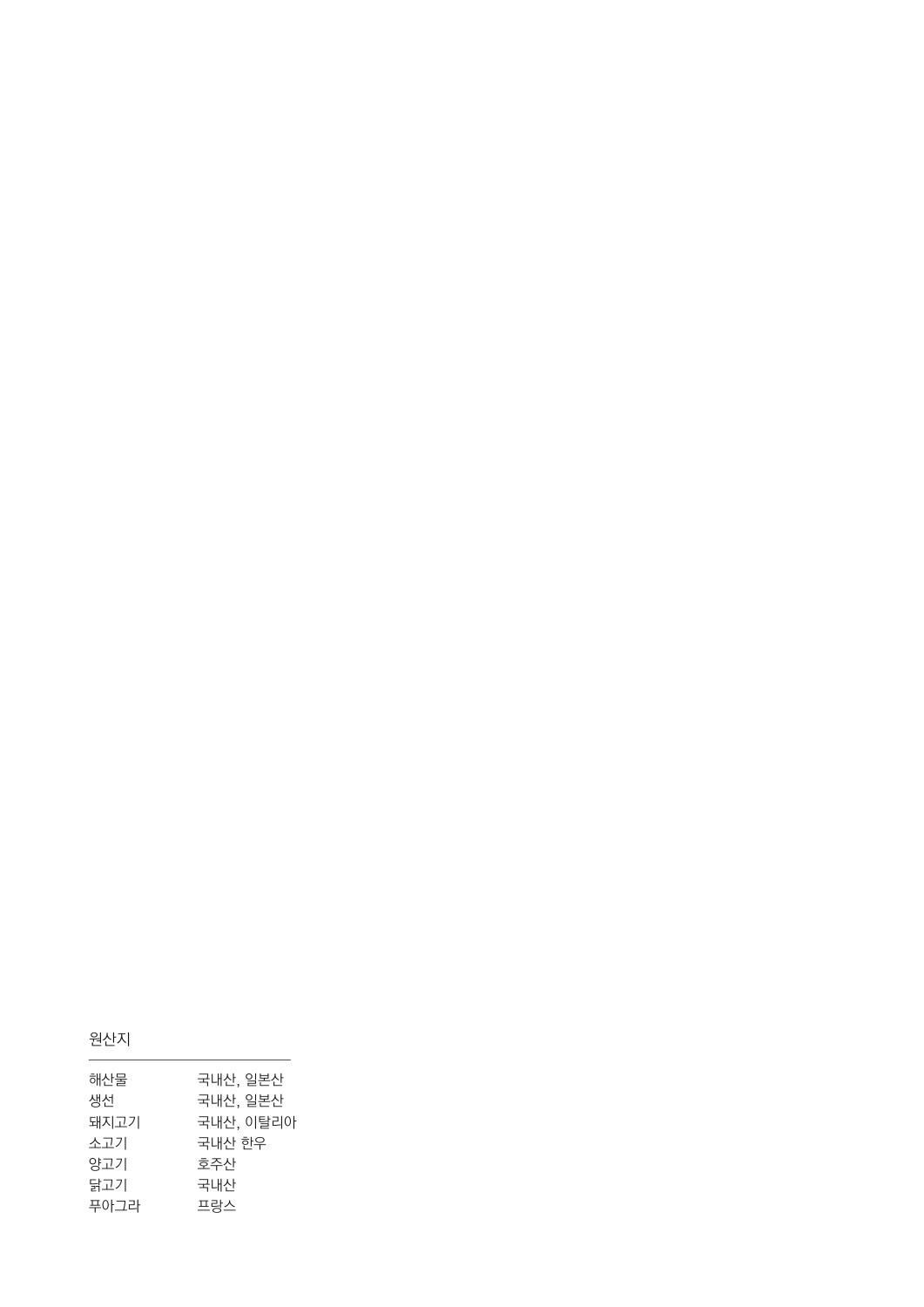## 원산지

| | |
|---|---|
| 해산물 | 국내산, 일본산 |
| 생선 | 국내산, 일본산 |
| 돼지고기 | 국내산, 이탈리아 |
| 소고기 | 국내산 한우 |
| 양고기 | 호주산 |
| 닭고기 | 국내산 |
| 푸아그라 | 프랑스 |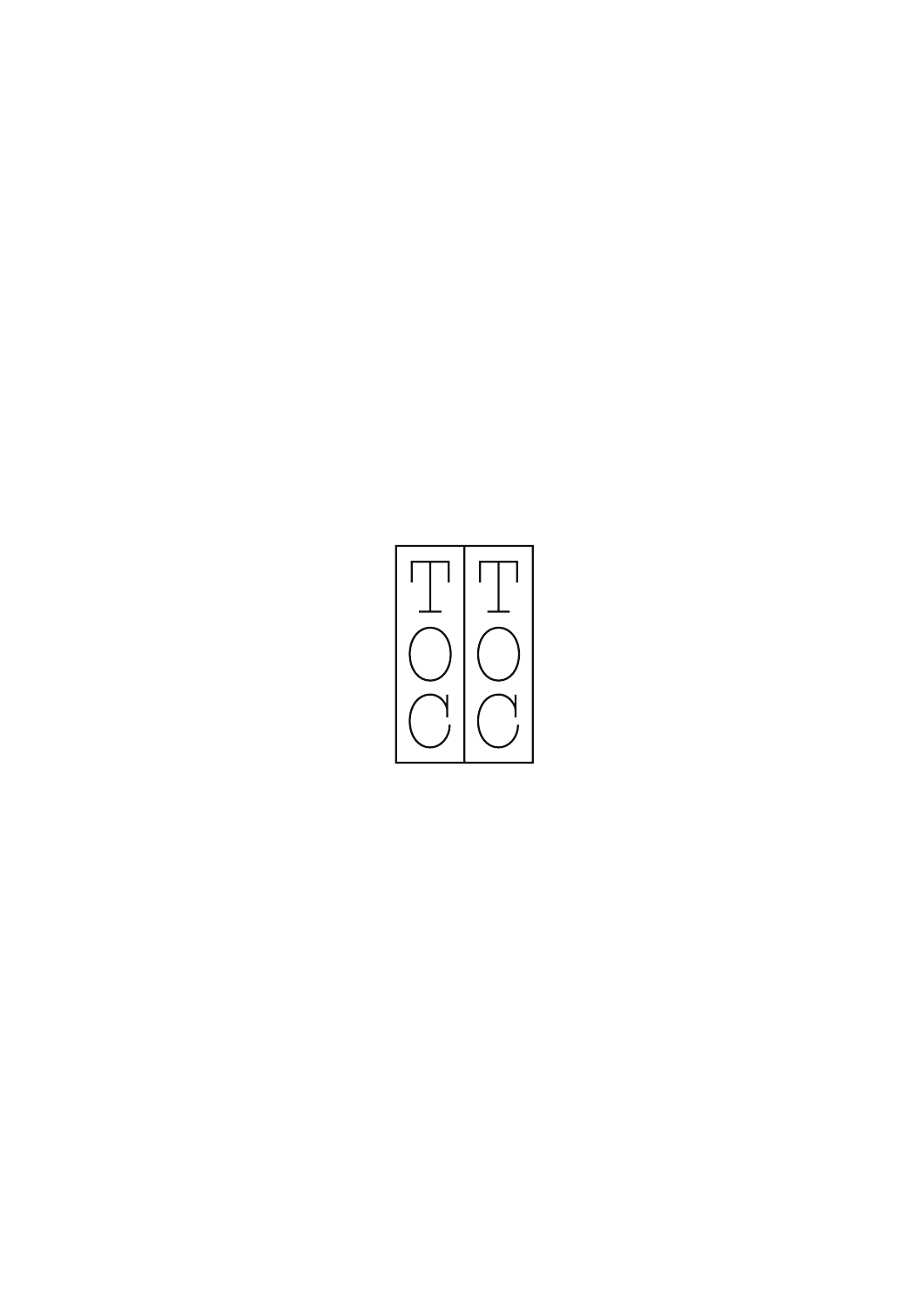TOC TOC